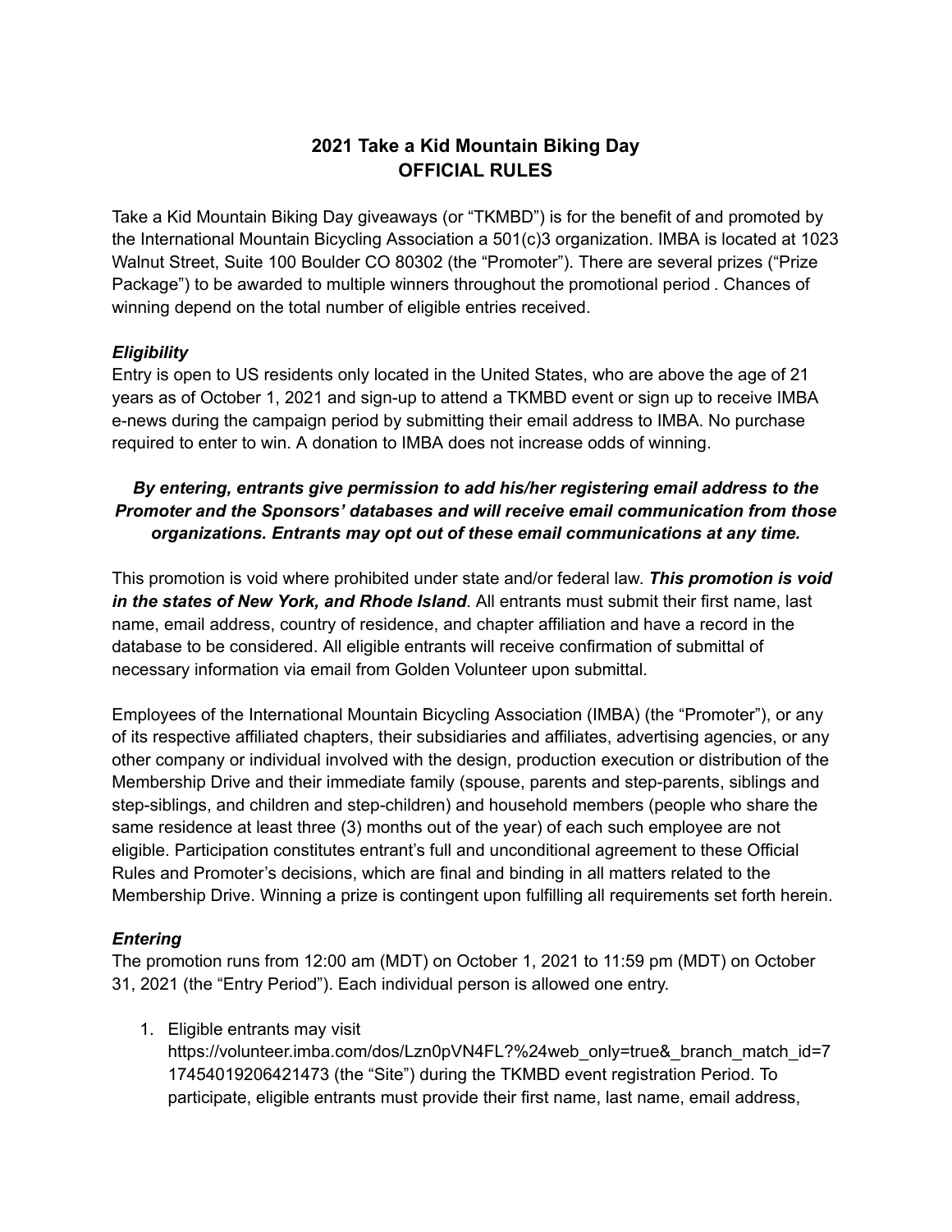# 2021 Take a Kid Mountain Biking Day
# OFFICIAL RULES

Take a Kid Mountain Biking Day giveaways (or "TKMBD") is for the benefit of and promoted by the International Mountain Bicycling Association a 501(c)3 organization. IMBA is located at 1023 Walnut Street, Suite 100 Boulder CO 80302 (the "Promoter"). There are several prizes ("Prize Package") to be awarded to multiple winners throughout the promotional period . Chances of winning depend on the total number of eligible entries received.

### *Eligibility*

Entry is open to US residents only located in the United States, who are above the age of 21 years as of October 1, 2021 and sign-up to attend a TKMBD event or sign up to receive IMBA e-news during the campaign period by submitting their email address to IMBA. No purchase required to enter to win. A donation to IMBA does not increase odds of winning.

***By entering, entrants give permission to add his/her registering email address to the Promoter and the Sponsors' databases and will receive email communication from those organizations. Entrants may opt out of these email communications at any time.***

This promotion is void where prohibited under state and/or federal law. ***This promotion is void in the states of New York, and Rhode Island***. All entrants must submit their first name, last name, email address, country of residence, and chapter affiliation and have a record in the database to be considered. All eligible entrants will receive confirmation of submittal of necessary information via email from Golden Volunteer upon submittal.

Employees of the International Mountain Bicycling Association (IMBA) (the "Promoter"), or any of its respective affiliated chapters, their subsidiaries and affiliates, advertising agencies, or any other company or individual involved with the design, production execution or distribution of the Membership Drive and their immediate family (spouse, parents and step-parents, siblings and step-siblings, and children and step-children) and household members (people who share the same residence at least three (3) months out of the year) of each such employee are not eligible. Participation constitutes entrant's full and unconditional agreement to these Official Rules and Promoter's decisions, which are final and binding in all matters related to the Membership Drive. Winning a prize is contingent upon fulfilling all requirements set forth herein.

### *Entering*

The promotion runs from 12:00 am (MDT) on October 1, 2021 to 11:59 pm (MDT) on October 31, 2021 (the "Entry Period"). Each individual person is allowed one entry.

1. Eligible entrants may visit https://volunteer.imba.com/dos/Lzn0pVN4FL?%24web_only=true&_branch_match_id=717454019206421473 (the "Site") during the TKMBD event registration Period. To participate, eligible entrants must provide their first name, last name, email address,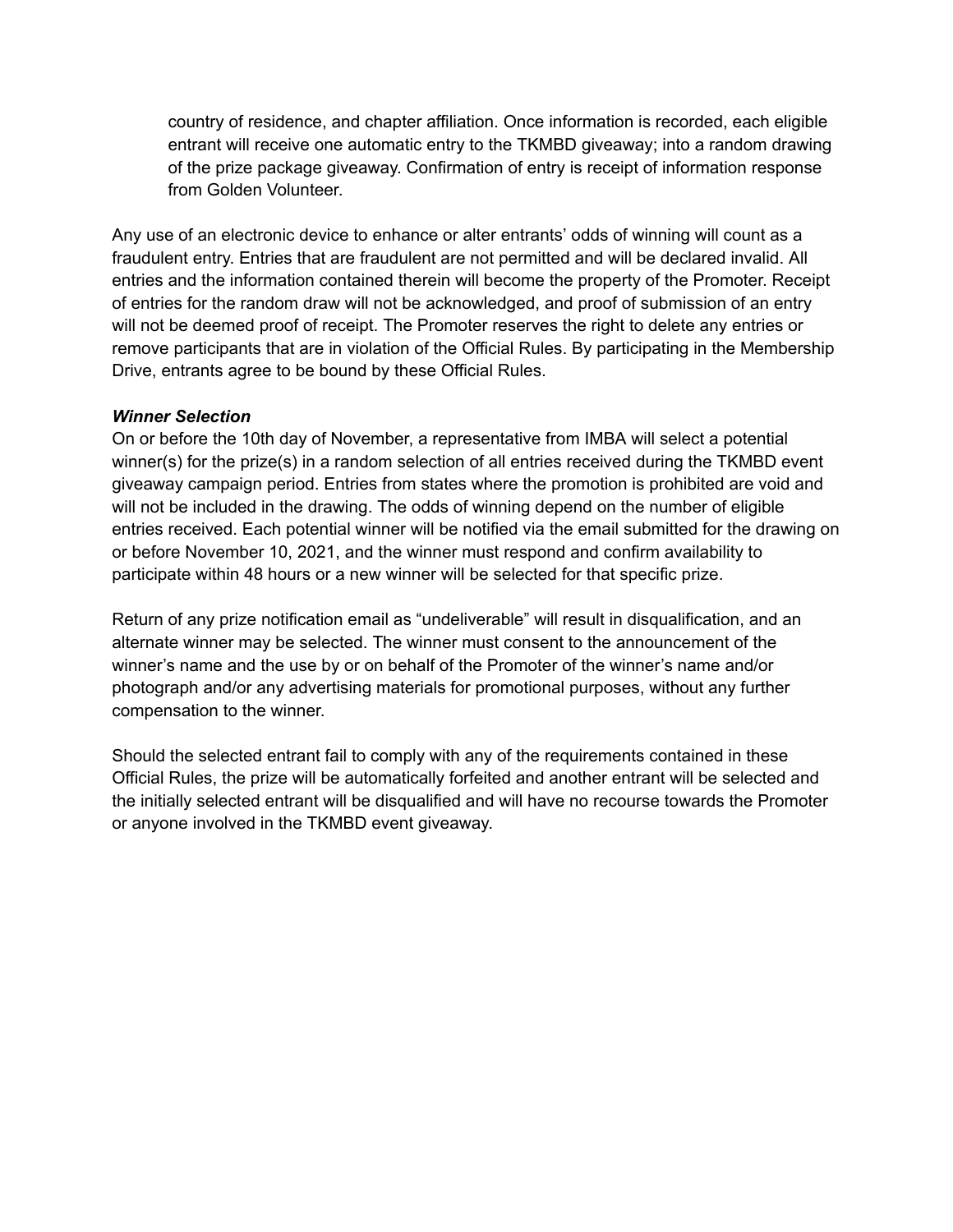country of residence, and chapter affiliation. Once information is recorded, each eligible entrant will receive one automatic entry to the TKMBD giveaway; into a random drawing of the prize package giveaway. Confirmation of entry is receipt of information response from Golden Volunteer.

Any use of an electronic device to enhance or alter entrants' odds of winning will count as a fraudulent entry. Entries that are fraudulent are not permitted and will be declared invalid. All entries and the information contained therein will become the property of the Promoter. Receipt of entries for the random draw will not be acknowledged, and proof of submission of an entry will not be deemed proof of receipt. The Promoter reserves the right to delete any entries or remove participants that are in violation of the Official Rules. By participating in the Membership Drive, entrants agree to be bound by these Official Rules.

***Winner Selection***

On or before the 10th day of November, a representative from IMBA will select a potential winner(s) for the prize(s) in a random selection of all entries received during the TKMBD event giveaway campaign period. Entries from states where the promotion is prohibited are void and will not be included in the drawing. The odds of winning depend on the number of eligible entries received. Each potential winner will be notified via the email submitted for the drawing on or before November 10, 2021, and the winner must respond and confirm availability to participate within 48 hours or a new winner will be selected for that specific prize.

Return of any prize notification email as "undeliverable" will result in disqualification, and an alternate winner may be selected. The winner must consent to the announcement of the winner's name and the use by or on behalf of the Promoter of the winner's name and/or photograph and/or any advertising materials for promotional purposes, without any further compensation to the winner.

Should the selected entrant fail to comply with any of the requirements contained in these Official Rules, the prize will be automatically forfeited and another entrant will be selected and the initially selected entrant will be disqualified and will have no recourse towards the Promoter or anyone involved in the TKMBD event giveaway.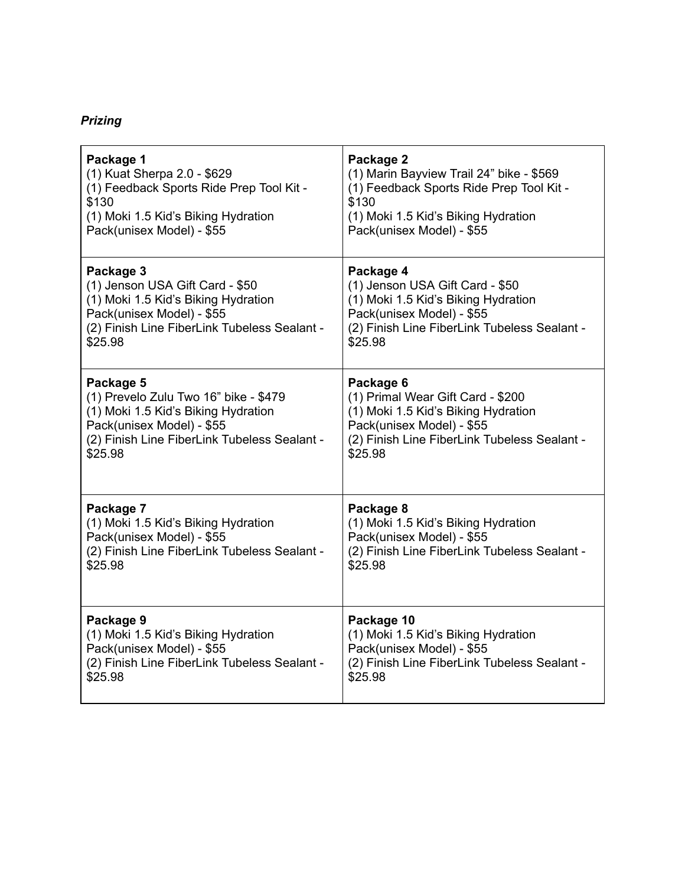***Prizing***

| **Package 1**<br>(1) Kuat Sherpa 2.0 - $629<br>(1) Feedback Sports Ride Prep Tool Kit - $130<br>(1) Moki 1.5 Kid's Biking Hydration Pack(unisex Model) - $55 | **Package 2**<br>(1) Marin Bayview Trail 24" bike - $569<br>(1) Feedback Sports Ride Prep Tool Kit - $130<br>(1) Moki 1.5 Kid's Biking Hydration Pack(unisex Model) - $55 |
|---|---|
| **Package 3**<br>(1) Jenson USA Gift Card - $50<br>(1) Moki 1.5 Kid's Biking Hydration Pack(unisex Model) - $55<br>(2) Finish Line FiberLink Tubeless Sealant - $25.98 | **Package 4**<br>(1) Jenson USA Gift Card - $50<br>(1) Moki 1.5 Kid's Biking Hydration Pack(unisex Model) - $55<br>(2) Finish Line FiberLink Tubeless Sealant - $25.98 |
| **Package 5**<br>(1) Prevelo Zulu Two 16" bike - $479<br>(1) Moki 1.5 Kid's Biking Hydration Pack(unisex Model) - $55<br>(2) Finish Line FiberLink Tubeless Sealant - $25.98 | **Package 6**<br>(1) Primal Wear Gift Card - $200<br>(1) Moki 1.5 Kid's Biking Hydration Pack(unisex Model) - $55<br>(2) Finish Line FiberLink Tubeless Sealant - $25.98 |
| **Package 7**<br>(1) Moki 1.5 Kid's Biking Hydration Pack(unisex Model) - $55<br>(2) Finish Line FiberLink Tubeless Sealant - $25.98 | **Package 8**<br>(1) Moki 1.5 Kid's Biking Hydration Pack(unisex Model) - $55<br>(2) Finish Line FiberLink Tubeless Sealant - $25.98 |
| **Package 9**<br>(1) Moki 1.5 Kid's Biking Hydration Pack(unisex Model) - $55<br>(2) Finish Line FiberLink Tubeless Sealant - $25.98 | **Package 10**<br>(1) Moki 1.5 Kid's Biking Hydration Pack(unisex Model) - $55<br>(2) Finish Line FiberLink Tubeless Sealant - $25.98 |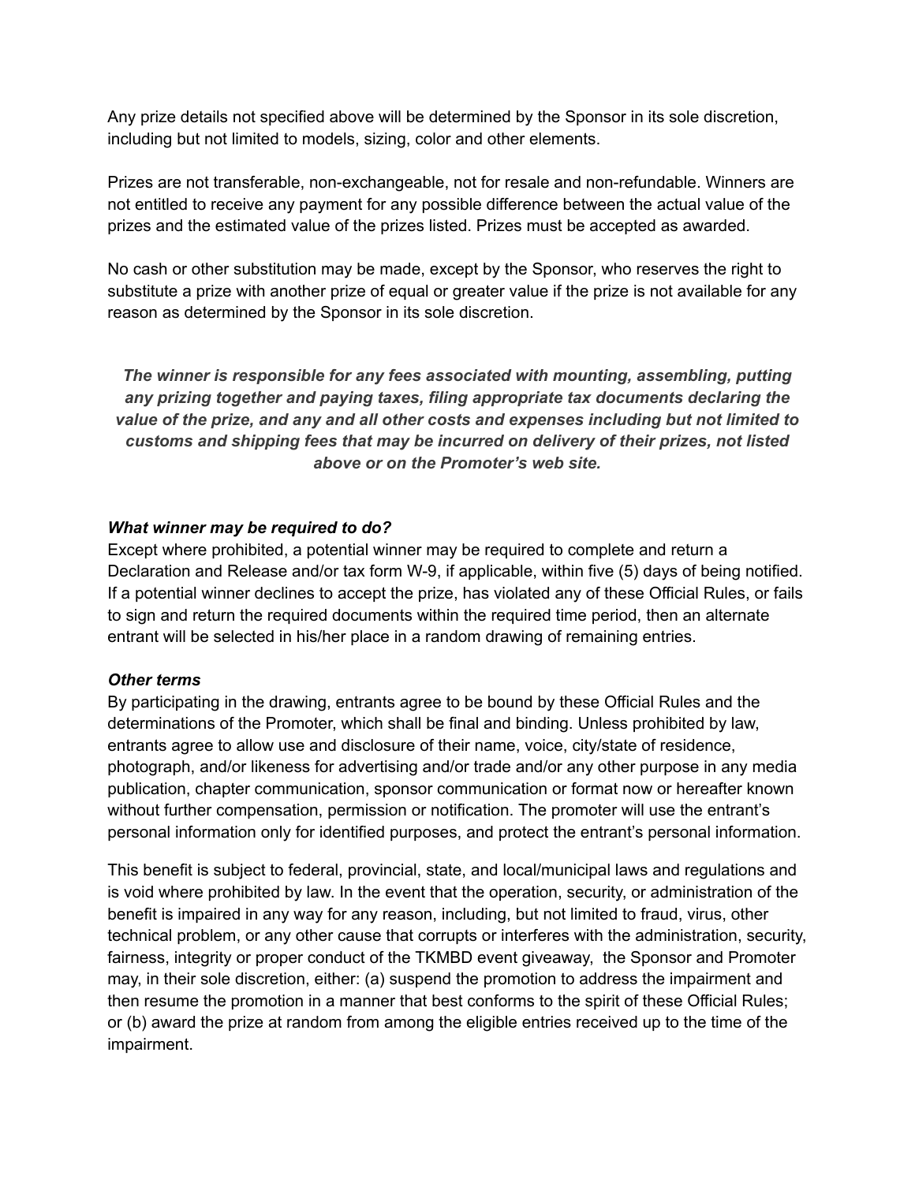Any prize details not specified above will be determined by the Sponsor in its sole discretion, including but not limited to models, sizing, color and other elements.

Prizes are not transferable, non-exchangeable, not for resale and non-refundable. Winners are not entitled to receive any payment for any possible difference between the actual value of the prizes and the estimated value of the prizes listed. Prizes must be accepted as awarded.

No cash or other substitution may be made, except by the Sponsor, who reserves the right to substitute a prize with another prize of equal or greater value if the prize is not available for any reason as determined by the Sponsor in its sole discretion.

***The winner is responsible for any fees associated with mounting, assembling, putting any prizing together and paying taxes, filing appropriate tax documents declaring the value of the prize, and any and all other costs and expenses including but not limited to customs and shipping fees that may be incurred on delivery of their prizes, not listed above or on the Promoter's web site.***

***What winner may be required to do?***

Except where prohibited, a potential winner may be required to complete and return a Declaration and Release and/or tax form W-9, if applicable, within five (5) days of being notified. If a potential winner declines to accept the prize, has violated any of these Official Rules, or fails to sign and return the required documents within the required time period, then an alternate entrant will be selected in his/her place in a random drawing of remaining entries.

***Other terms***

By participating in the drawing, entrants agree to be bound by these Official Rules and the determinations of the Promoter, which shall be final and binding. Unless prohibited by law, entrants agree to allow use and disclosure of their name, voice, city/state of residence, photograph, and/or likeness for advertising and/or trade and/or any other purpose in any media publication, chapter communication, sponsor communication or format now or hereafter known without further compensation, permission or notification. The promoter will use the entrant's personal information only for identified purposes, and protect the entrant's personal information.

This benefit is subject to federal, provincial, state, and local/municipal laws and regulations and is void where prohibited by law. In the event that the operation, security, or administration of the benefit is impaired in any way for any reason, including, but not limited to fraud, virus, other technical problem, or any other cause that corrupts or interferes with the administration, security, fairness, integrity or proper conduct of the TKMBD event giveaway, the Sponsor and Promoter may, in their sole discretion, either: (a) suspend the promotion to address the impairment and then resume the promotion in a manner that best conforms to the spirit of these Official Rules; or (b) award the prize at random from among the eligible entries received up to the time of the impairment.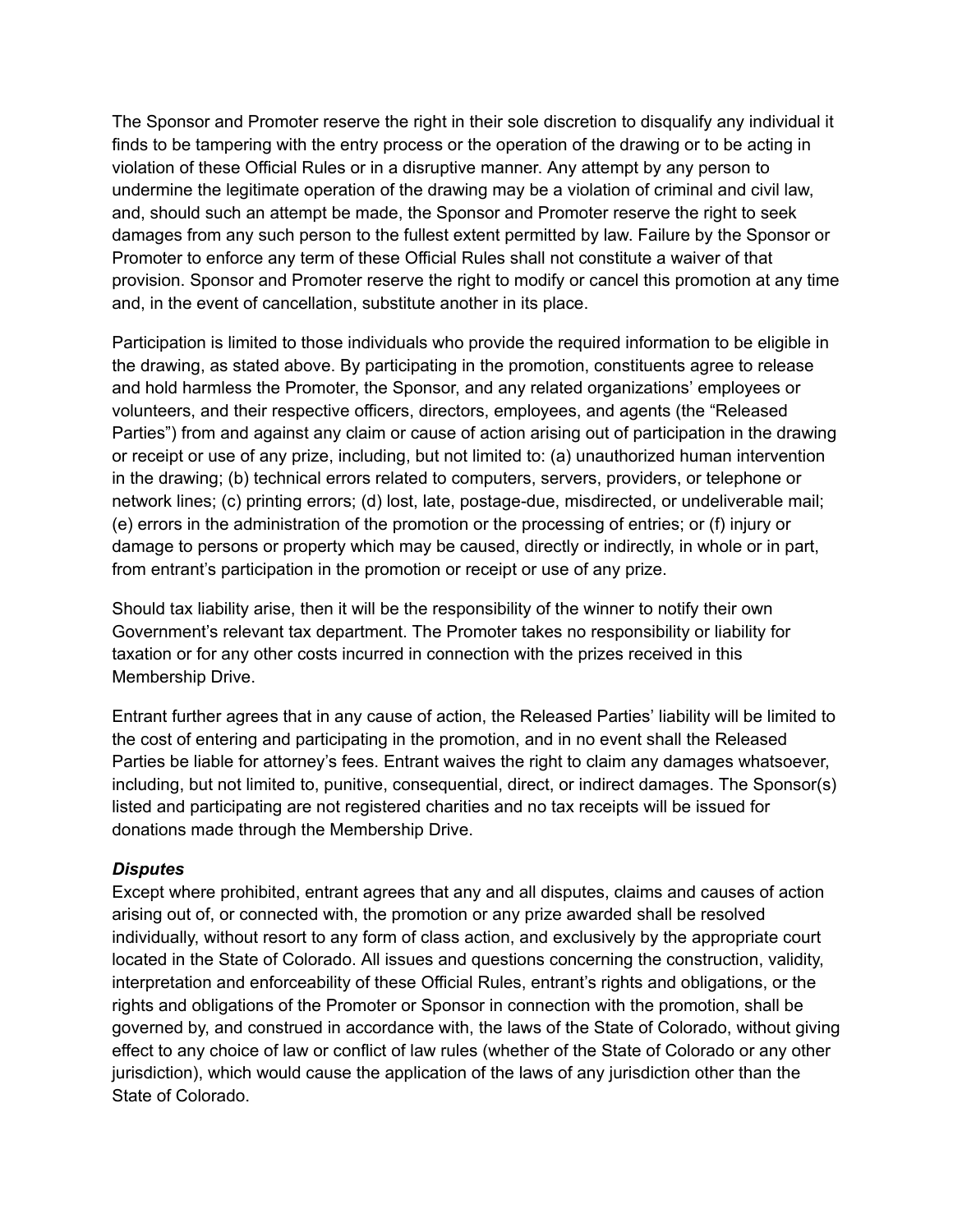The Sponsor and Promoter reserve the right in their sole discretion to disqualify any individual it finds to be tampering with the entry process or the operation of the drawing or to be acting in violation of these Official Rules or in a disruptive manner. Any attempt by any person to undermine the legitimate operation of the drawing may be a violation of criminal and civil law, and, should such an attempt be made, the Sponsor and Promoter reserve the right to seek damages from any such person to the fullest extent permitted by law. Failure by the Sponsor or Promoter to enforce any term of these Official Rules shall not constitute a waiver of that provision. Sponsor and Promoter reserve the right to modify or cancel this promotion at any time and, in the event of cancellation, substitute another in its place.

Participation is limited to those individuals who provide the required information to be eligible in the drawing, as stated above. By participating in the promotion, constituents agree to release and hold harmless the Promoter, the Sponsor, and any related organizations' employees or volunteers, and their respective officers, directors, employees, and agents (the "Released Parties") from and against any claim or cause of action arising out of participation in the drawing or receipt or use of any prize, including, but not limited to: (a) unauthorized human intervention in the drawing; (b) technical errors related to computers, servers, providers, or telephone or network lines; (c) printing errors; (d) lost, late, postage-due, misdirected, or undeliverable mail; (e) errors in the administration of the promotion or the processing of entries; or (f) injury or damage to persons or property which may be caused, directly or indirectly, in whole or in part, from entrant's participation in the promotion or receipt or use of any prize.

Should tax liability arise, then it will be the responsibility of the winner to notify their own Government's relevant tax department. The Promoter takes no responsibility or liability for taxation or for any other costs incurred in connection with the prizes received in this Membership Drive.

Entrant further agrees that in any cause of action, the Released Parties' liability will be limited to the cost of entering and participating in the promotion, and in no event shall the Released Parties be liable for attorney's fees. Entrant waives the right to claim any damages whatsoever, including, but not limited to, punitive, consequential, direct, or indirect damages. The Sponsor(s) listed and participating are not registered charities and no tax receipts will be issued for donations made through the Membership Drive.

***Disputes***

Except where prohibited, entrant agrees that any and all disputes, claims and causes of action arising out of, or connected with, the promotion or any prize awarded shall be resolved individually, without resort to any form of class action, and exclusively by the appropriate court located in the State of Colorado. All issues and questions concerning the construction, validity, interpretation and enforceability of these Official Rules, entrant's rights and obligations, or the rights and obligations of the Promoter or Sponsor in connection with the promotion, shall be governed by, and construed in accordance with, the laws of the State of Colorado, without giving effect to any choice of law or conflict of law rules (whether of the State of Colorado or any other jurisdiction), which would cause the application of the laws of any jurisdiction other than the State of Colorado.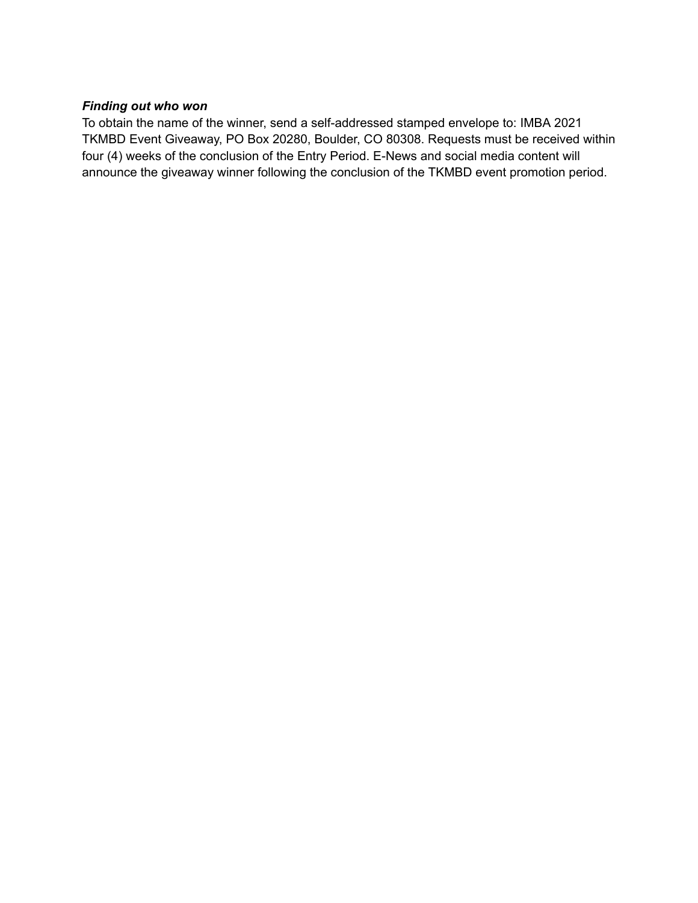***Finding out who won***

To obtain the name of the winner, send a self-addressed stamped envelope to: IMBA 2021 TKMBD Event Giveaway, PO Box 20280, Boulder, CO 80308. Requests must be received within four (4) weeks of the conclusion of the Entry Period. E-News and social media content will announce the giveaway winner following the conclusion of the TKMBD event promotion period.